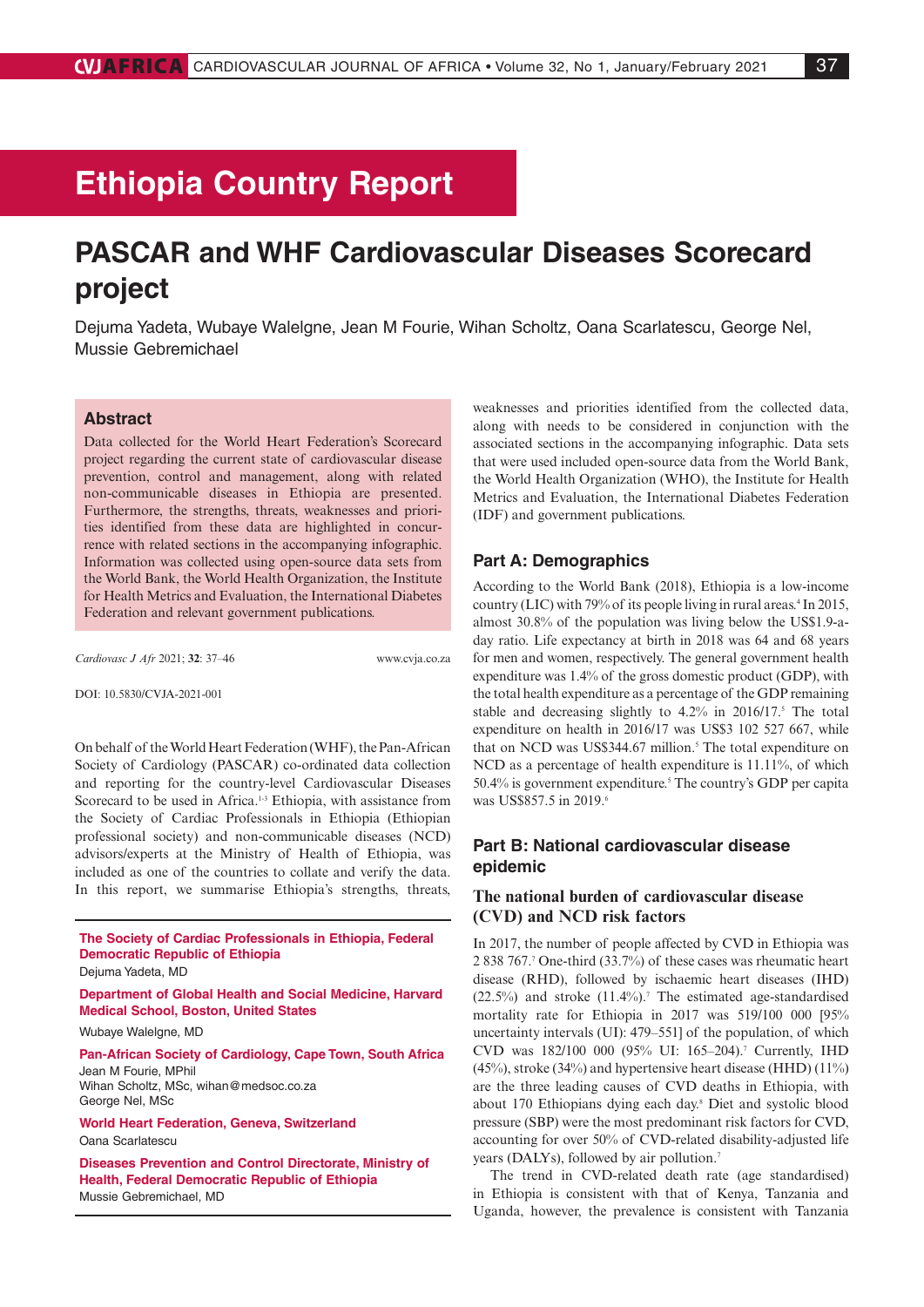# Ethiopia Country Report

## PASCAR and WHF Cardiovascular Diseases Scorecard project

Dejuma Yadeta, Wubaye Walelgne, Jean M Fourie, Wihan Scholtz, Oana Scarlatescu, George Nel, Mussie Gebremichael

### Abstract

Data collected for the World Heart Federation's Scorecard project regarding the current state of cardiovascular disease prevention, control and management, along with related non-communicable diseases in Ethiopia are presented. Furthermore, the strengths, threats, weaknesses and priorities identified from these data are highlighted in concurrence with related sections in the accompanying infographic. Information was collected using open-source data sets from the World Bank, the World Health Organization, the Institute for Health Metrics and Evaluation, the International Diabetes Federation and relevant government publications.

*Cardiovasc J Afr* 2021; **32**: 37–46 www.cvja.co.za

DOI: 10.5830/CVJA-2021-001

On behalf of the World Heart Federation (WHF), the Pan-African Society of Cardiology (PASCAR) co-ordinated data collection and reporting for the country-level Cardiovascular Diseases Scorecard to be used in Africa.[1-3] Ethiopia, with assistance from the Society of Cardiac Professionals in Ethiopia (Ethiopian professional society) and non-communicable diseases (NCD) advisors/experts at the Ministry of Health of Ethiopia, was included as one of the countries to collate and verify the data. In this report, we summarise Ethiopia's strengths, threats, weaknesses and priorities identified from the collected data, along with needs to be considered in conjunction with the associated sections in the accompanying infographic. Data sets that were used included open-source data from the World Bank, the World Health Organization (WHO), the Institute for Health Metrics and Evaluation, the International Diabetes Federation (IDF) and government publications.

**The Society of Cardiac Professionals in Ethiopia, Federal Democratic Republic of Ethiopia**
Dejuma Yadeta, MD

**Department of Global Health and Social Medicine, Harvard Medical School, Boston, United States**
Wubaye Walelgne, MD

**Pan-African Society of Cardiology, Cape Town, South Africa**
Jean M Fourie, MPhil
Wihan Scholtz, MSc, wihan@medsoc.co.za
George Nel, MSc

**World Heart Federation, Geneva, Switzerland**
Oana Scarlatescu

**Diseases Prevention and Control Directorate, Ministry of Health, Federal Democratic Republic of Ethiopia**
Mussie Gebremichael, MD

### Part A: Demographics

According to the World Bank (2018), Ethiopia is a low-income country (LIC) with 79% of its people living in rural areas.[4] In 2015, almost 30.8% of the population was living below the US$1.9-a-day ratio. Life expectancy at birth in 2018 was 64 and 68 years for men and women, respectively. The general government health expenditure was 1.4% of the gross domestic product (GDP), with the total health expenditure as a percentage of the GDP remaining stable and decreasing slightly to 4.2% in 2016/17.[5] The total expenditure on health in 2016/17 was US$3 102 527 667, while that on NCD was US$344.67 million.[5] The total expenditure on NCD as a percentage of health expenditure is 11.11%, of which 50.4% is government expenditure.[5] The country's GDP per capita was US$857.5 in 2019.[6]

### Part B: National cardiovascular disease epidemic

#### The national burden of cardiovascular disease (CVD) and NCD risk factors

In 2017, the number of people affected by CVD in Ethiopia was 2 838 767.[7] One-third (33.7%) of these cases was rheumatic heart disease (RHD), followed by ischaemic heart diseases (IHD) (22.5%) and stroke (11.4%).[7] The estimated age-standardised mortality rate for Ethiopia in 2017 was 519/100 000 [95% uncertainty intervals (UI): 479–551] of the population, of which CVD was 182/100 000 (95% UI: 165–204).[7] Currently, IHD (45%), stroke (34%) and hypertensive heart disease (HHD) (11%) are the three leading causes of CVD deaths in Ethiopia, with about 170 Ethiopians dying each day.[8] Diet and systolic blood pressure (SBP) were the most predominant risk factors for CVD, accounting for over 50% of CVD-related disability-adjusted life years (DALYs), followed by air pollution.[7]

The trend in CVD-related death rate (age standardised) in Ethiopia is consistent with that of Kenya, Tanzania and Uganda, however, the prevalence is consistent with Tanzania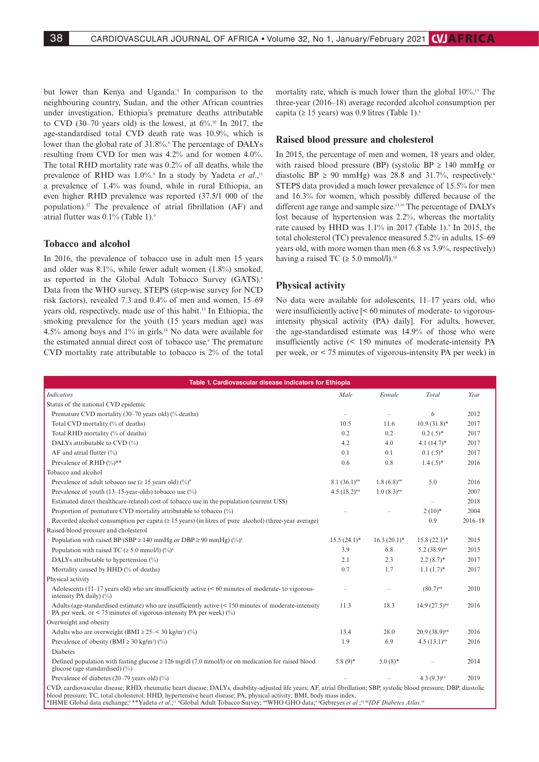but lower than Kenya and Uganda.[9] In comparison to the neighbouring country, Sudan, and the other African countries under investigation, Ethiopia's premature deaths attributable to CVD (30–70 years old) is the lowest, at 6%.[10] In 2017, the age-standardised total CVD death rate was 10.9%, which is lower than the global rate of 31.8%.[9] The percentage of DALYs resulting from CVD for men was 4.2% and for women 4.0%. The total RHD mortality rate was 0.2% of all deaths, while the prevalence of RHD was 1.0%.[9] In a study by Yadeta *et al.*,[11] a prevalence of 1.4% was found, while in rural Ethiopia, an even higher RHD prevalence was reported (37.5/1 000 of the population).[12] The prevalence of atrial fibrillation (AF) and atrial flutter was 0.1% (Table 1).[9]

## Tobacco and alcohol

In 2016, the prevalence of tobacco use in adult men 15 years and older was 8.1%, while fewer adult women (1.8%) smoked, as reported in the Global Adult Tobacco Survey (GATS).[6] Data from the WHO survey, STEPS (step-wise survey for NCD risk factors), revealed 7.3 and 0.4% of men and women, 15–69 years old, respectively, made use of this habit.[13] In Ethiopia, the smoking prevalence for the youth (15 years median age) was 4.5% among boys and 1% in girls.[14] No data were available for the estimated annual direct cost of tobacco use.[6] The premature CVD mortality rate attributable to tobacco is 2% of the total mortality rate, which is much lower than the global 10%.[15] The three-year (2016–18) average recorded alcohol consumption per capita (≥ 15 years) was 0.9 litres (Table 1).[6]

## Raised blood pressure and cholesterol

In 2015, the percentage of men and women, 18 years and older, with raised blood pressure (BP) (systolic BP ≥ 140 mmHg or diastolic BP ≥ 90 mmHg) was 28.8 and 31.7%, respectively.[6] STEPS data provided a much lower prevalence of 15.5% for men and 16.3% for women, which possibly differed because of the different age range and sample size.[13,16] The percentage of DALYs lost because of hypertension was 2.2%, whereas the mortality rate caused by HHD was 1.1% in 2017 (Table 1).[9] In 2015, the total cholesterol (TC) prevalence measured 5.2% in adults, 15–69 years old, with more women than men (6.8 vs 3.9%, respectively) having a raised TC (≥ 5.0 mmol/l).[16]

## Physical activity

No data were available for adolescents, 11–17 years old, who were insufficiently active [< 60 minutes of moderate- to vigorous-intensity physical activity (PA) daily]. For adults, however, the age-standardised estimate was 14.9% of those who were insufficiently active (< 150 minutes of moderate-intensity PA per week, or < 75 minutes of vigorous-intensity PA per week) in

**Table 1. Cardiovascular disease indicators for Ethiopia**

| *Indicators* | *Male* | *Female* | *Total* | *Year* |
|---|---|---|---|---|
| Status of the national CVD epidemic | | | | |
| Premature CVD mortality (30–70 years old) (% deaths) | – | – | 6 | 2012 |
| Total CVD mortality (% of deaths) | 10.5 | 11.6 | 10.9 (31.8)* | 2017 |
| Total RHD mortality (% of deaths) | 0.2 | 0.2 | 0.2 (.5)* | 2017 |
| DALYs attributable to CVD (%) | 4.2 | 4.0 | 4.1 (14.7)* | 2017 |
| AF and atrial flutter (%) | 0.1 | 0.1 | 0.1 (.5)* | 2017 |
| Prevalence of RHD (%)** | 0.6 | 0.8 | 1.4 (.5)* | 2016 |
| Tobacco and alcohol | | | | |
| Prevalence of adult tobacco use (≥ 15 years old) (%)[#] | 8.1 (36.1)[##] | 1.8 (6.8)[##] | 5.0 | 2016 |
| Prevalence of youth (13–15-year-olds) tobacco use (%) | 4.5 (18.2)[##] | 1.0 (8.3)[##] | | 2007 |
| Estimated direct (healthcare-related) cost of tobacco use in the population (current US$) | | | – | 2018 |
| Proportion of premature CVD mortality attributable to tobacco (%) | – | – | 2 (10)* | 2004 |
| Recorded alcohol consumption per capita (≥ 15 years) (in litres of pure alcohol) (three-year average) | | | 0.9 | 2016–18 |
| Raised blood pressure and cholesterol | | | | |
| Population with raised BP (SBP ≥ 140 mmHg or DBP ≥ 90 mmHg) (%)[&] | 15.5 (24.1)* | 16.3 (20.1)* | 15.8 (22.1)* | 2015 |
| Population with raised TC (≥ 5.0 mmol/l) (%)[&] | 3.9 | 6.8 | 5.2 (38.9)[##] | 2015 |
| DALYs attributable to hypertension (%) | 2.1 | 2.3 | 2.2 (8.7)* | 2017 |
| Mortality caused by HHD (% of deaths) | 0.7 | 1.7 | 1.1 (1.7)* | 2017 |
| Physical activity | | | | |
| Adolescents (11–17 years old) who are insufficiently active (< 60 minutes of moderate- to vigorous-intensity PA daily) (%) | – | – | (80.7)[##] | 2010 |
| Adults (age-standardised estimate) who are insufficiently active (< 150 minutes of moderate-intensity PA per week, or < 75 minutes of vigorous-intensity PA per week) (%) | 11.3 | 18.3 | 14.9 (27.5)[##] | 2016 |
| Overweight and obesity | | | | |
| Adults who are overweight (BMI ≥ 25–< 30 kg/m²) (%) | 13.4 | 28.0 | 20.9 (38.9)[##] | 2016 |
| Prevalence of obesity (BMI ≥ 30 kg/m²) (%) | 1.9 | 6.9 | 4.5 (13.1)[##] | 2016 |
| Diabetes | | | | |
| Defined population with fasting glucose ≥ 126 mg/dl (7.0 mmol/l) or on medication for raised blood glucose (age standardised) (%) | 5.8 (9)* | 5.0 (8)* | – | 2014 |
| Prevalence of diabetes (20–79 years old) (%) | – | – | 4.3 (9.3)[&&] | 2019 |

CVD, cardiovascular disease; RHD, rheumatic heart disease; DALYs, disability-adjusted life years; AF, atrial fibrillation; SBP, systolic blood pressure; DBP, diastolic blood pressure; TC, total cholesterol; HHD, hypertensive heart disease; PA, physical activity; BMI, body mass index.
*IHME Global data exchange;[9] **Yadeta *et al.*;[11] [#]Global Adult Tobacco Survey; [##]WHO GHO data;[6] [&]Gebreyes *et al.*;[16] [&&]*IDF Diabetes Atlas*.[18]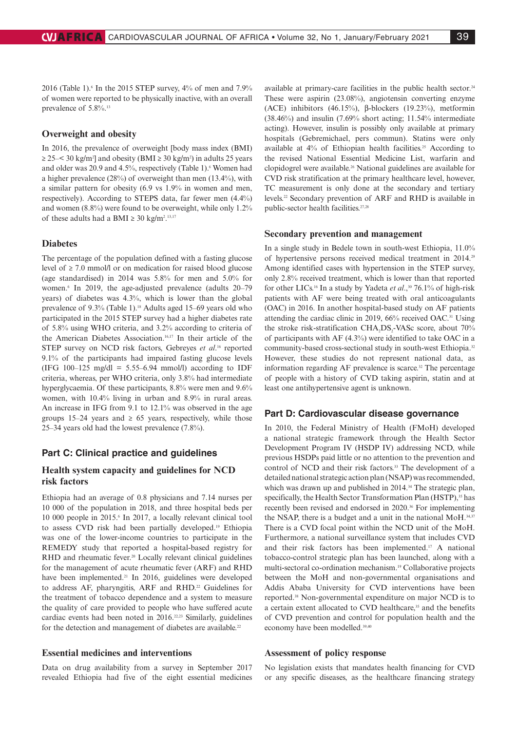2016 (Table 1).[6] In the 2015 STEP survey, 4% of men and 7.9% of women were reported to be physically inactive, with an overall prevalence of 5.8%.[13]

### Overweight and obesity

In 2016, the prevalence of overweight [body mass index (BMI) $\geq 25$–$< 30$ kg/m$^2$] and obesity (BMI $\geq 30$ kg/m$^2$) in adults 25 years and older was 20.9 and 4.5%, respectively (Table 1).[6] Women had a higher prevalence (28%) of overweight than men (13.4%), with a similar pattern for obesity (6.9 vs 1.9% in women and men, respectively). According to STEPS data, far fewer men (4.4%) and women (8.8%) were found to be overweight, while only 1.2% of these adults had a BMI $\geq 30$ kg/m$^2$.[13,17]

### Diabetes

The percentage of the population defined with a fasting glucose level of $\geq 7.0$ mmol/l or on medication for raised blood glucose (age standardised) in 2014 was 5.8% for men and 5.0% for women.[6] In 2019, the age-adjusted prevalence (adults 20–79 years) of diabetes was 4.3%, which is lower than the global prevalence of 9.3% (Table 1).[18] Adults aged 15–69 years old who participated in the 2015 STEP survey had a higher diabetes rate of 5.8% using WHO criteria, and 3.2% according to criteria of the American Diabetes Association.[16,17] In their article of the STEP survey on NCD risk factors, Gebreyes *et al.*[16] reported 9.1% of the participants had impaired fasting glucose levels (IFG 100–125 mg/dl = 5.55–6.94 mmol/l) according to IDF criteria, whereas, per WHO criteria, only 3.8% had intermediate hyperglycaemia. Of these participants, 8.8% were men and 9.6% women, with 10.4% living in urban and 8.9% in rural areas. An increase in IFG from 9.1 to 12.1% was observed in the age groups 15–24 years and $\geq 65$ years, respectively, while those 25–34 years old had the lowest prevalence (7.8%).

## Part C: Clinical practice and guidelines

### Health system capacity and guidelines for NCD risk factors

Ethiopia had an average of 0.8 physicians and 7.14 nurses per 10 000 of the population in 2018, and three hospital beds per 10 000 people in 2015.[6] In 2017, a locally relevant clinical tool to assess CVD risk had been partially developed.[19] Ethiopia was one of the lower-income countries to participate in the REMEDY study that reported a hospital-based registry for RHD and rheumatic fever.[20] Locally relevant clinical guidelines for the management of acute rheumatic fever (ARF) and RHD have been implemented.[21] In 2016, guidelines were developed to address AF, pharyngitis, ARF and RHD.[22] Guidelines for the treatment of tobacco dependence and a system to measure the quality of care provided to people who have suffered acute cardiac events had been noted in 2016.[22,23] Similarly, guidelines for the detection and management of diabetes are available.[22]

### Essential medicines and interventions

Data on drug availability from a survey in September 2017 revealed Ethiopia had five of the eight essential medicines available at primary-care facilities in the public health sector.[24] These were aspirin (23.08%), angiotensin converting enzyme (ACE) inhibitors (46.15%), β-blockers (19.23%), metformin (38.46%) and insulin (7.69% short acting; 11.54% intermediate acting). However, insulin is possibly only available at primary hospitals (Gebremichael, pers commun). Statins were only available at 4% of Ethiopian health facilities.[25] According to the revised National Essential Medicine List, warfarin and clopidogrel were available.[26] National guidelines are available for CVD risk stratification at the primary healthcare level, however, TC measurement is only done at the secondary and tertiary levels.[22] Secondary prevention of ARF and RHD is available in public-sector health facilities.[27,28]

### Secondary prevention and management

In a single study in Bedele town in south-west Ethiopia, 11.0% of hypertensive persons received medical treatment in 2014.[29] Among identified cases with hypertension in the STEP survey, only 2.8% received treatment, which is lower than that reported for LICs.[16] In a study by Yadeta *et al.*,[30] 76.1% of high-risk patients with AF were being treated with oral anticoagulants (OAC) in 2016. In another hospital-based study on AF patients attending the cardiac clinic in 2019, 66% received OAC.[31] Using the stroke risk-stratification $CHA_2DS_2$-VASc score, about 70% of participants with AF (4.3%) were identified to take OAC in a community-based cross-sectional study in south-west Ethiopia.[32] However, these studies do not represent national data, as information regarding AF prevalence is scarce.[32] The percentage of people with a history of CVD taking aspirin, statin and at least one antihypertensive agent is unknown.

## Part D: Cardiovascular disease governance

In 2010, the Federal Ministry of Health (FMoH) developed a national strategic framework through the Health Sector Development Program IV (HSDP IV) addressing NCD, while previous HSDPs paid little or no attention to the prevention and control of NCD and their risk factors.[33] The development of a detailed national strategic action plan (NSAP) was recommended, which was drawn up and published in 2014.[34] The strategic plan, specifically, the Health Sector Transformation Plan (HSTP),[35] has recently been revised and endorsed in 2020.[36] For implementing the NSAP, there is a budget and a unit in the national MoH.[34,37] There is a CVD focal point within the NCD unit of the MoH. Furthermore, a national surveillance system that includes CVD and their risk factors has been implemented.[17] A national tobacco-control strategic plan has been launched, along with a multi-sectoral co-ordination mechanism.[19] Collaborative projects between the MoH and non-governmental organisations and Addis Ababa University for CVD interventions have been reported.[38] Non-governmental expenditure on major NCD is to a certain extent allocated to CVD healthcare,[35] and the benefits of CVD prevention and control for population health and the economy have been modelled.[39,40]

### Assessment of policy response

No legislation exists that mandates health financing for CVD or any specific diseases, as the healthcare financing strategy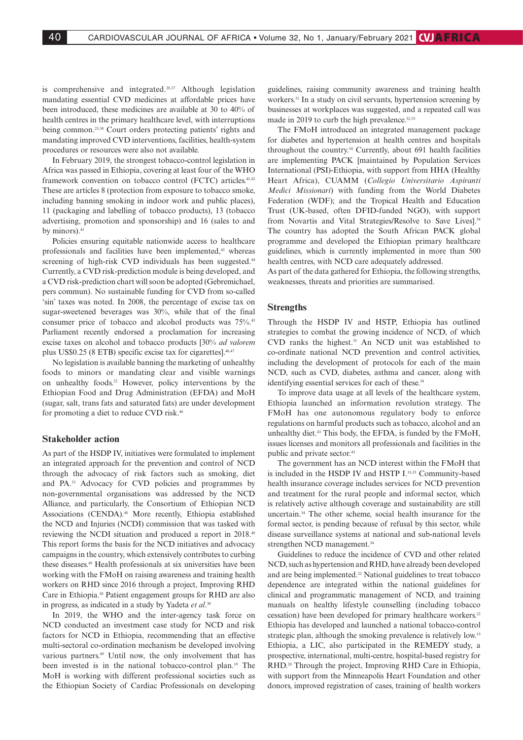is comprehensive and integrated.[28,37] Although legislation mandating essential CVD medicines at affordable prices have been introduced, these medicines are available at 30 to 40% of health centres in the primary healthcare level, with interruptions being common.[25,38] Court orders protecting patients' rights and mandating improved CVD interventions, facilities, health-system procedures or resources were also not available.

In February 2019, the strongest tobacco-control legislation in Africa was passed in Ethiopia, covering at least four of the WHO framework convention on tobacco control (FCTC) articles.[41,42] These are articles 8 (protection from exposure to tobacco smoke, including banning smoking in indoor work and public places), 11 (packaging and labelling of tobacco products), 13 (tobacco advertising, promotion and sponsorship) and 16 (sales to and by minors).[41]

Policies ensuring equitable nationwide access to healthcare professionals and facilities have been implemented,[43] whereas screening of high-risk CVD individuals has been suggested.[44] Currently, a CVD risk-prediction module is being developed, and a CVD risk-prediction chart will soon be adopted (Gebremichael, pers commun). No sustainable funding for CVD from so-called 'sin' taxes was noted. In 2008, the percentage of excise tax on sugar-sweetened beverages was 30%, while that of the final consumer price of tobacco and alcohol products was 75%.[45] Parliament recently endorsed a proclamation for increasing excise taxes on alcohol and tobacco products [30% *ad valorem* plus US$0.25 (8 ETB) specific excise tax for cigarettes].[46,47]

No legislation is available banning the marketing of unhealthy foods to minors or mandating clear and visible warnings on unhealthy foods.[22] However, policy interventions by the Ethiopian Food and Drug Administration (EFDA) and MoH (sugar, salt, trans fats and saturated fats) are under development for promoting a diet to reduce CVD risk.[46]

## Stakeholder action

As part of the HSDP IV, initiatives were formulated to implement an integrated approach for the prevention and control of NCD through the advocacy of risk factors such as smoking, diet and PA.[33] Advocacy for CVD policies and programmes by non-governmental organisations was addressed by the NCD Alliance, and particularly, the Consortium of Ethiopian NCD Associations (CENDA).[48] More recently, Ethiopia established the NCD and Injuries (NCDI) commission that was tasked with reviewing the NCDI situation and produced a report in 2018.[49] This report forms the basis for the NCD initiatives and advocacy campaigns in the country, which extensively contributes to curbing these diseases.[49] Health professionals at six universities have been working with the FMoH on raising awareness and training health workers on RHD since 2016 through a project, Improving RHD Care in Ethiopia.[50] Patient engagement groups for RHD are also in progress, as indicated in a study by Yadeta *et al.*[30]

In 2019, the WHO and the inter-agency task force on NCD conducted an investment case study for NCD and risk factors for NCD in Ethiopia, recommending that an effective multi-sectoral co-ordination mechanism be developed involving various partners.[49] Until now, the only involvement that has been invested is in the national tobacco-control plan.[19] The MoH is working with different professional societies such as the Ethiopian Society of Cardiac Professionals on developing guidelines, raising community awareness and training health workers.[51] In a study on civil servants, hypertension screening by businesses at workplaces was suggested, and a repeated call was made in 2019 to curb the high prevalence.[52,53]

The FMoH introduced an integrated management package for diabetes and hypertension at health centres and hospitals throughout the country.[54] Currently, about 691 health facilities are implementing PACK [maintained by Population Services International (PSI)-Ethiopia, with support from HHA (Healthy Heart Africa), CUAMM (*Collegio Universitario Aspiranti Medici Missionari*) with funding from the World Diabetes Federation (WDF); and the Tropical Health and Education Trust (UK-based, often DFID-funded NGO), with support from Novartis and Vital Strategies/Resolve to Save Lives].[54] The country has adopted the South African PACK global programme and developed the Ethiopian primary healthcare guidelines, which is currently implemented in more than 500 health centres, with NCD care adequately addressed.

As part of the data gathered for Ethiopia, the following strengths, weaknesses, threats and priorities are summarised.

## Strengths

Through the HSDP IV and HSTP, Ethiopia has outlined strategies to combat the growing incidence of NCD, of which CVD ranks the highest.[33] An NCD unit was established to co-ordinate national NCD prevention and control activities, including the development of protocols for each of the main NCD, such as CVD, diabetes, asthma and cancer, along with identifying essential services for each of these.[34]

To improve data usage at all levels of the healthcare system, Ethiopia launched an information revolution strategy. The FMoH has one autonomous regulatory body to enforce regulations on harmful products such as tobacco, alcohol and an unhealthy diet.[43] This body, the EFDA, is funded by the FMoH, issues licenses and monitors all professionals and facilities in the public and private sector.[43]

The government has an NCD interest within the FMoH that is included in the HSDP IV and HSTP I.[33,35] Community-based health insurance coverage includes services for NCD prevention and treatment for the rural people and informal sector, which is relatively active although coverage and sustainability are still uncertain.[34] The other scheme, social health insurance for the formal sector, is pending because of refusal by this sector, while disease surveillance systems at national and sub-national levels strengthen NCD management.[34]

Guidelines to reduce the incidence of CVD and other related NCD, such as hypertension and RHD, have already been developed and are being implemented.[22] National guidelines to treat tobacco dependence are integrated within the national guidelines for clinical and programmatic management of NCD, and training manuals on healthy lifestyle counselling (including tobacco cessation) have been developed for primary healthcare workers.[22] Ethiopia has developed and launched a national tobacco-control strategic plan, although the smoking prevalence is relatively low.[19] Ethiopia, a LIC, also participated in the REMEDY study, a prospective, international, multi-centre, hospital-based registry for RHD.[20] Through the project, Improving RHD Care in Ethiopia, with support from the Minneapolis Heart Foundation and other donors, improved registration of cases, training of health workers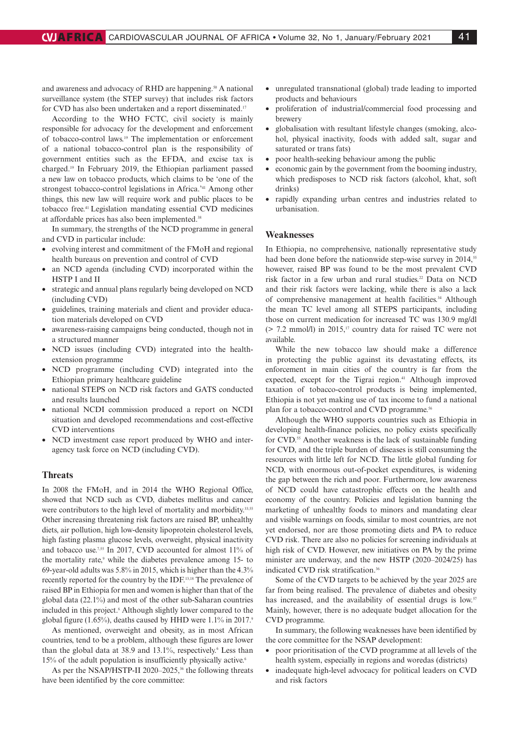and awareness and advocacy of RHD are happening.[50] A national surveillance system (the STEP survey) that includes risk factors for CVD has also been undertaken and a report disseminated.[17]

According to the WHO FCTC, civil society is mainly responsible for advocacy for the development and enforcement of tobacco-control laws.[19] The implementation or enforcement of a national tobacco-control plan is the responsibility of government entities such as the EFDA, and excise tax is charged.[19] In February 2019, the Ethiopian parliament passed a new law on tobacco products, which claims to be 'one of the strongest tobacco-control legislations in Africa.'[41] Among other things, this new law will require work and public places to be tobacco free.[41] Legislation mandating essential CVD medicines at affordable prices has also been implemented.[38]

In summary, the strengths of the NCD programme in general and CVD in particular include:

- evolving interest and commitment of the FMoH and regional health bureaus on prevention and control of CVD
- an NCD agenda (including CVD) incorporated within the HSTP I and II
- strategic and annual plans regularly being developed on NCD (including CVD)
- guidelines, training materials and client and provider education materials developed on CVD
- awareness-raising campaigns being conducted, though not in a structured manner
- NCD issues (including CVD) integrated into the health-extension programme
- NCD programme (including CVD) integrated into the Ethiopian primary healthcare guideline
- national STEPS on NCD risk factors and GATS conducted and results launched
- national NCDI commission produced a report on NCDI situation and developed recommendations and cost-effective CVD interventions
- NCD investment case report produced by WHO and inter-agency task force on NCD (including CVD).

## Threats

In 2008 the FMoH, and in 2014 the WHO Regional Office, showed that NCD such as CVD, diabetes mellitus and cancer were contributors to the high level of mortality and morbidity.[33,55] Other increasing threatening risk factors are raised BP, unhealthy diets, air pollution, high low-density lipoprotein cholesterol levels, high fasting plasma glucose levels, overweight, physical inactivity and tobacco use.[7,55] In 2017, CVD accounted for almost 11% of the mortality rate,[9] while the diabetes prevalence among 15- to 69-year-old adults was 5.8% in 2015, which is higher than the 4.3% recently reported for the country by the IDF.[13,18] The prevalence of raised BP in Ethiopia for men and women is higher than that of the global data (22.1%) and most of the other sub-Saharan countries included in this project.[6] Although slightly lower compared to the global figure (1.65%), deaths caused by HHD were 1.1% in 2017.[9]

As mentioned, overweight and obesity, as in most African countries, tend to be a problem, although these figures are lower than the global data at 38.9 and 13.1%, respectively.[6] Less than 15% of the adult population is insufficiently physically active.[6]

As per the NSAP/HSTP-II 2020–2025,[36] the following threats have been identified by the core committee:

- unregulated transnational (global) trade leading to imported products and behaviours
- proliferation of industrial/commercial food processing and brewery
- globalisation with resultant lifestyle changes (smoking, alcohol, physical inactivity, foods with added salt, sugar and saturated or trans fats)
- poor health-seeking behaviour among the public
- economic gain by the government from the booming industry, which predisposes to NCD risk factors (alcohol, khat, soft drinks)
- rapidly expanding urban centres and industries related to urbanisation.

## Weaknesses

In Ethiopia, no comprehensive, nationally representative study had been done before the nationwide step-wise survey in 2014,[55] however, raised BP was found to be the most prevalent CVD risk factor in a few urban and rural studies.[22] Data on NCD and their risk factors were lacking, while there is also a lack of comprehensive management at health facilities.[34] Although the mean TC level among all STEPS participants, including those on current medication for increased TC was 130.9 mg/dl (> 7.2 mmol/l) in 2015,[17] country data for raised TC were not available.

While the new tobacco law should make a difference in protecting the public against its devastating effects, its enforcement in main cities of the country is far from the expected, except for the Tigrai region.[41] Although improved taxation of tobacco-control products is being implemented, Ethiopia is not yet making use of tax income to fund a national plan for a tobacco-control and CVD programme.[56]

Although the WHO supports countries such as Ethiopia in developing health-finance policies, no policy exists specifically for CVD.[55] Another weakness is the lack of sustainable funding for CVD, and the triple burden of diseases is still consuming the resources with little left for NCD. The little global funding for NCD, with enormous out-of-pocket expenditures, is widening the gap between the rich and poor. Furthermore, low awareness of NCD could have catastrophic effects on the health and economy of the country. Policies and legislation banning the marketing of unhealthy foods to minors and mandating clear and visible warnings on foods, similar to most countries, are not yet endorsed, nor are those promoting diets and PA to reduce CVD risk. There are also no policies for screening individuals at high risk of CVD. However, new initiatives on PA by the prime minister are underway, and the new HSTP (2020–2024/25) has indicated CVD risk stratification.[36]

Some of the CVD targets to be achieved by the year 2025 are far from being realised. The prevalence of diabetes and obesity has increased, and the availability of essential drugs is low.[57] Mainly, however, there is no adequate budget allocation for the CVD programme.

In summary, the following weaknesses have been identified by the core committee for the NSAP development:

- poor prioritisation of the CVD programme at all levels of the health system, especially in regions and woredas (districts)
- inadequate high-level advocacy for political leaders on CVD and risk factors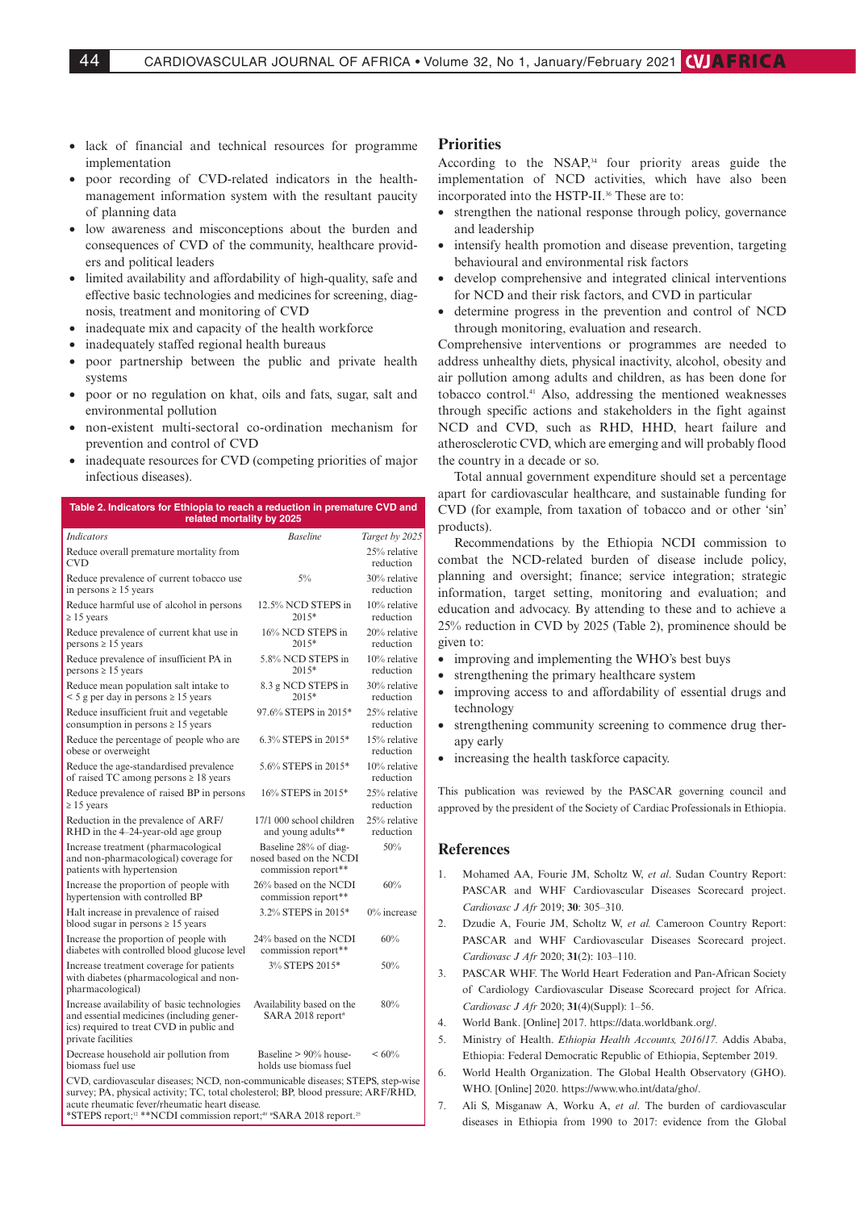- lack of financial and technical resources for programme implementation
- poor recording of CVD-related indicators in the health-management information system with the resultant paucity of planning data
- low awareness and misconceptions about the burden and consequences of CVD of the community, healthcare providers and political leaders
- limited availability and affordability of high-quality, safe and effective basic technologies and medicines for screening, diagnosis, treatment and monitoring of CVD
- inadequate mix and capacity of the health workforce
- inadequately staffed regional health bureaus
- poor partnership between the public and private health systems
- poor or no regulation on khat, oils and fats, sugar, salt and environmental pollution
- non-existent multi-sectoral co-ordination mechanism for prevention and control of CVD
- inadequate resources for CVD (competing priorities of major infectious diseases).

**Table 2. Indicators for Ethiopia to reach a reduction in premature CVD and related mortality by 2025**

| *Indicators* | *Baseline* | *Target by 2025* |
|---|---|---|
| Reduce overall premature mortality from CVD | | 25% relative reduction |
| Reduce prevalence of current tobacco use in persons ≥ 15 years | 5% | 30% relative reduction |
| Reduce harmful use of alcohol in persons ≥ 15 years | 12.5% NCD STEPS in 2015* | 10% relative reduction |
| Reduce prevalence of current khat use in persons ≥ 15 years | 16% NCD STEPS in 2015* | 20% relative reduction |
| Reduce prevalence of insufficient PA in persons ≥ 15 years | 5.8% NCD STEPS in 2015* | 10% relative reduction |
| Reduce mean population salt intake to < 5 g per day in persons ≥ 15 years | 8.3 g NCD STEPS in 2015* | 30% relative reduction |
| Reduce insufficient fruit and vegetable consumption in persons ≥ 15 years | 97.6% STEPS in 2015* | 25% relative reduction |
| Reduce the percentage of people who are obese or overweight | 6.3% STEPS in 2015* | 15% relative reduction |
| Reduce the age-standardised prevalence of raised TC among persons ≥ 18 years | 5.6% STEPS in 2015* | 10% relative reduction |
| Reduce prevalence of raised BP in persons ≥ 15 years | 16% STEPS in 2015* | 25% relative reduction |
| Reduction in the prevalence of ARF/RHD in the 4–24-year-old age group | 17/1 000 school children and young adults** | 25% relative reduction |
| Increase treatment (pharmacological and non-pharmacological) coverage for patients with hypertension | Baseline 28% of diagnosed based on the NCDI commission report** | 50% |
| Increase the proportion of people with hypertension with controlled BP | 26% based on the NCDI commission report** | 60% |
| Halt increase in prevalence of raised blood sugar in persons ≥ 15 years | 3.2% STEPS in 2015* | 0% increase |
| Increase the proportion of people with diabetes with controlled blood glucose level | 24% based on the NCDI commission report** | 60% |
| Increase treatment coverage for patients with diabetes (pharmacological and non-pharmacological) | 3% STEPS 2015* | 50% |
| Increase availability of basic technologies and essential medicines (including generics) required to treat CVD in public and private facilities | Availability based on the SARA 2018 report# | 80% |
| Decrease household air pollution from biomass fuel use | Baseline > 90% households use biomass fuel | < 60% |

CVD, cardiovascular diseases; NCD, non-communicable diseases; STEPS, step-wise survey; PA, physical activity; TC, total cholesterol; BP, blood pressure; ARF/RHD, acute rheumatic fever/rheumatic heart disease.
*STEPS report;[12] **NCDI commission report;[40] #SARA 2018 report.[25]

## Priorities

According to the NSAP,[34] four priority areas guide the implementation of NCD activities, which have also been incorporated into the HSTP-II.[36] These are to:

- strengthen the national response through policy, governance and leadership
- intensify health promotion and disease prevention, targeting behavioural and environmental risk factors
- develop comprehensive and integrated clinical interventions for NCD and their risk factors, and CVD in particular
- determine progress in the prevention and control of NCD through monitoring, evaluation and research.

Comprehensive interventions or programmes are needed to address unhealthy diets, physical inactivity, alcohol, obesity and air pollution among adults and children, as has been done for tobacco control.[41] Also, addressing the mentioned weaknesses through specific actions and stakeholders in the fight against NCD and CVD, such as RHD, HHD, heart failure and atherosclerotic CVD, which are emerging and will probably flood the country in a decade or so.

Total annual government expenditure should set a percentage apart for cardiovascular healthcare, and sustainable funding for CVD (for example, from taxation of tobacco and or other 'sin' products).

Recommendations by the Ethiopia NCDI commission to combat the NCD-related burden of disease include policy, planning and oversight; finance; service integration; strategic information, target setting, monitoring and evaluation; and education and advocacy. By attending to these and to achieve a 25% reduction in CVD by 2025 (Table 2), prominence should be given to:

- improving and implementing the WHO's best buys
- strengthening the primary healthcare system
- improving access to and affordability of essential drugs and technology
- strengthening community screening to commence drug therapy early
- increasing the health taskforce capacity.

This publication was reviewed by the PASCAR governing council and approved by the president of the Society of Cardiac Professionals in Ethiopia.

## References

1. Mohamed AA, Fourie JM, Scholtz W, *et al.* Sudan Country Report: PASCAR and WHF Cardiovascular Diseases Scorecard project. *Cardiovasc J Afr* 2019; **30**: 305–310.
2. Dzudie A, Fourie JM, Scholtz W, *et al.* Cameroon Country Report: PASCAR and WHF Cardiovascular Diseases Scorecard project. *Cardiovasc J Afr* 2020; **31**(2): 103–110.
3. PASCAR WHF. The World Heart Federation and Pan-African Society of Cardiology Cardiovascular Disease Scorecard project for Africa. *Cardiovasc J Afr* 2020; **31**(4)(Suppl): 1–56.
4. World Bank. [Online] 2017. https://data.worldbank.org/.
5. Ministry of Health. *Ethiopia Health Accounts, 2016/17.* Addis Ababa, Ethiopia: Federal Democratic Republic of Ethiopia, September 2019.
6. World Health Organization. The Global Health Observatory (GHO). WHO. [Online] 2020. https://www.who.int/data/gho/.
7. Ali S, Misganaw A, Worku A, *et al.* The burden of cardiovascular diseases in Ethiopia from 1990 to 2017: evidence from the Global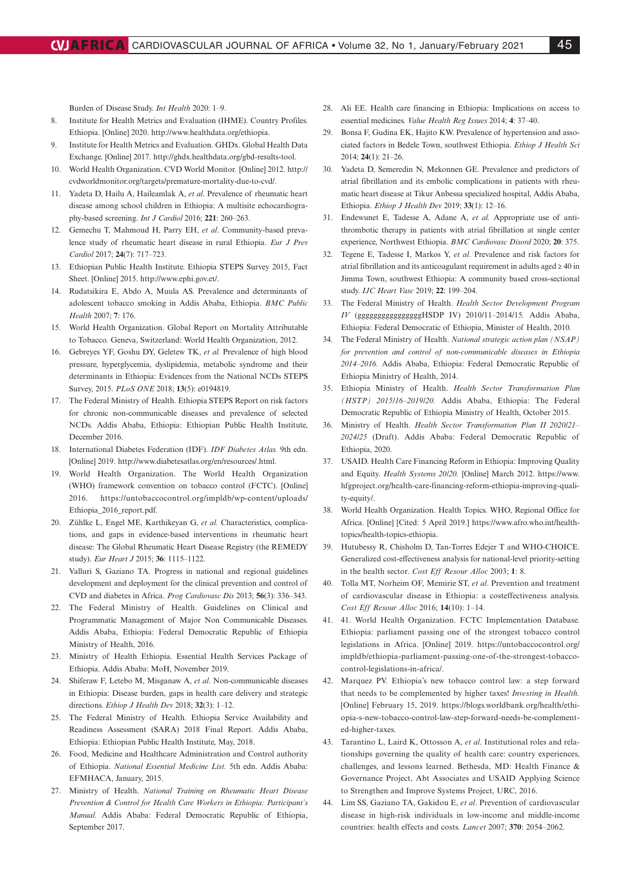Burden of Disease Study. *Int Health* 2020: 1–9.

8. Institute for Health Metrics and Evaluation (IHME). Country Profiles. Ethiopia. [Online] 2020. http://www.healthdata.org/ethiopia.
9. Institute for Health Metrics and Evaluation. GHDx. Global Health Data Exchange. [Online] 2017. http://ghdx.healthdata.org/gbd-results-tool.
10. World Health Organization. CVD World Monitor. [Online] 2012. http://cvdworldmonitor.org/targets/premature-mortality-due-to-cvd/.
11. Yadeta D, Hailu A, Haileamlak A, *et al*. Prevalence of rheumatic heart disease among school children in Ethiopia: A multisite echocardiography-based screening. *Int J Cardiol* 2016; **221**: 260–263.
12. Gemechu T, Mahmoud H, Parry EH, *et al*. Community-based prevalence study of rheumatic heart disease in rural Ethiopia. *Eur J Prev Cardiol* 2017; **24**(7): 717–723.
13. Ethiopian Public Health Institute. Ethiopia STEPS Survey 2015, Fact Sheet. [Online] 2015. http://www.ephi.gov.et/.
14. Rudatsikira E, Abdo A, Muula AS. Prevalence and determinants of adolescent tobacco smoking in Addis Ababa, Ethiopia. *BMC Public Health* 2007; **7**: 176.
15. World Health Organization. Global Report on Mortality Attributable to Tobacco*.* Geneva, Switzerland: World Health Organization, 2012.
16. Gebreyes YF, Goshu DY, Geletew TK, *et al.* Prevalence of high blood pressure, hyperglycemia, dyslipidemia, metabolic syndrome and their determinants in Ethiopia: Evidences from the National NCDs STEPS Survey, 2015. *PLoS ONE* 2018; **13**(5): e0194819.
17. The Federal Ministry of Health. Ethiopia STEPS Report on risk factors for chronic non-communicable diseases and prevalence of selected NCDs. Addis Ababa, Ethiopia: Ethiopian Public Health Institute, December 2016.
18. International Diabetes Federation (IDF). *IDF Diabetes Atlas.* 9th edn. [Online] 2019. http://www.diabetesatlas.org/en/resources/.html.
19. World Health Organization. The World Health Organization (WHO) framework convention on tobacco control (FCTC). [Online] 2016. https://untobaccocontrol.org/impldb/wp-content/uploads/Ethiopia_2016_report.pdf.
20. Zühlke L, Engel ME, Karthikeyan G, *et al.* Characteristics, complications, and gaps in evidence-based interventions in rheumatic heart disease: The Global Rheumatic Heart Disease Registry (the REMEDY study). *Eur Heart J* 2015; **36**: 1115–1122.
21. Valluri S, Gaziano TA. Progress in national and regional guidelines development and deployment for the clinical prevention and control of CVD and diabetes in Africa. *Prog Cardiovasc Dis* 2013; **56**(3): 336–343.
22. The Federal Ministry of Health. Guidelines on Clinical and Programmatic Management of Major Non Communicable Diseases. Addis Ababa, Ethiopia: Federal Democratic Republic of Ethiopia Ministry of Health, 2016.
23. Ministry of Health Ethiopia. Essential Health Services Package of Ethiopia. Addis Ababa: MoH, November 2019.
24. Shiferaw F, Letebo M, Misganaw A, *et al*. Non-communicable diseases in Ethiopia: Disease burden, gaps in health care delivery and strategic directions. *Ethiop J Health Dev* 2018; **32**(3): 1–12.
25. The Federal Ministry of Health. Ethiopia Service Availability and Readiness Assessment (SARA) 2018 Final Report. Addis Ababa, Ethiopia: Ethiopian Public Health Institute, May, 2018.
26. Food, Medicine and Healthcare Administration and Control authority of Ethiopia. *National Essential Medicine List.* 5th edn. Addis Ababa: EFMHACA, January, 2015.
27. Ministry of Health. *National Training on Rheumatic Heart Disease Prevention & Control for Health Care Workers in Ethiopia: Participant's Manual.* Addis Ababa: Federal Democratic Republic of Ethiopia, September 2017.
28. Ali EE. Health care financing in Ethiopia: Implications on access to essential medicines. *Value Health Reg Issues* 2014; **4**: 37–40.
29. Bonsa F, Gudina EK, Hajito KW. Prevalence of hypertension and associated factors in Bedele Town, southwest Ethiopia. *Ethiop J Health Sci* 2014; **24**(1): 21–26.
30. Yadeta D, Semeredin N, Mekonnen GE. Prevalence and predictors of atrial fibrillation and its embolic complications in patients with rheumatic heart disease at Tikur Anbessa specialized hospital, Addis Ababa, Ethiopia. *Ethiop J Health Dev* 2019; **33**(1): 12–16.
31. Endewunet E, Tadesse A, Adane A, *et al.* Appropriate use of antithrombotic therapy in patients with atrial fibrillation at single center experience, Northwest Ethiopia. *BMC Cardiovasc Disord* 2020; **20**: 375.
32. Tegene E, Tadesse I, Markos Y, *et al*. Prevalence and risk factors for atrial fibrillation and its anticoagulant requirement in adults aged ≥ 40 in Jimma Town, southwest Ethiopia: A community based cross-sectional study. *IJC Heart Vasc* 2019; **22**: 199–204.
33. The Federal Ministry of Health. *Health Sector Development Program IV* (ggggggggggggggggHSDP IV) 2010/11–2014/15*.* Addis Ababa, Ethiopia: Federal Democratic of Ethiopia, Minister of Health, 2010.
34. The Federal Ministry of Health. *National strategic action plan (NSAP) for prevention and control of non-communicable diseases in Ethiopia 2014–2016.* Addis Ababa, Ethiopia: Federal Democratic Republic of Ethiopia Ministry of Health, 2014.
35. Ethiopia Ministry of Health. *Health Sector Transformation Plan (HSTP) 2015/16–2019/20.* Addis Ababa, Ethiopia: The Federal Democratic Republic of Ethiopia Ministry of Health, October 2015.
36. Ministry of Health. *Health Sector Transformation Plan II 2020/21–2024/25* (Draft). Addis Ababa: Federal Democratic Republic of Ethiopia, 2020.
37. USAID. Health Care Financing Reform in Ethiopia: Improving Quality and Equity. *Health Systems 20/20.* [Online] March 2012. https://www.hfgproject.org/health-care-financing-reform-ethiopia-improving-quality-equity/.
38. World Health Organization. Health Topics. WHO, Regional Office for Africa. [Online] [Cited: 5 April 2019.] https://www.afro.who.int/health-topics/health-topics-ethiopia.
39. Hutubessy R, Chisholm D, Tan-Torres Edejer T and WHO-CHOICE. Generalized cost-effectiveness analysis for national-level priority-setting in the health sector. *Cost Eff Resour Alloc* 2003; **1**: 8.
40. Tolla MT, Norheim OF, Memirie ST, *et al*. Prevention and treatment of cardiovascular disease in Ethiopia: a costeffectiveness analysis. *Cost Eff Resour Alloc* 2016; **14**(10): 1–14.
41. 41. World Health Organization. FCTC Implementation Database. Ethiopia: parliament passing one of the strongest tobacco control legislations in Africa. [Online] 2019. https://untobaccocontrol.org/impldb/ethiopia-parliament-passing-one-of-the-strongest-tobacco-control-legislations-in-africa/.
42. Marquez PV. Ethiopia's new tobacco control law: a step forward that needs to be complemented by higher taxes! *Investing in Health.* [Online] February 15, 2019. https://blogs.worldbank.org/health/ethiopia-s-new-tobacco-control-law-step-forward-needs-be-complemented-higher-taxes.
43. Tarantino L, Laird K, Ottosson A, *et al*. Institutional roles and relationships governing the quality of health care: country experiences, challenges, and lessons learned. Bethesda, MD: Health Finance & Governance Project, Abt Associates and USAID Applying Science to Strengthen and Improve Systems Project, URC, 2016.
44. Lim SS, Gaziano TA, Gakidou E, *et al*. Prevention of cardiovascular disease in high-risk individuals in low-income and middle-income countries: health effects and costs. *Lancet* 2007; **370**: 2054–2062.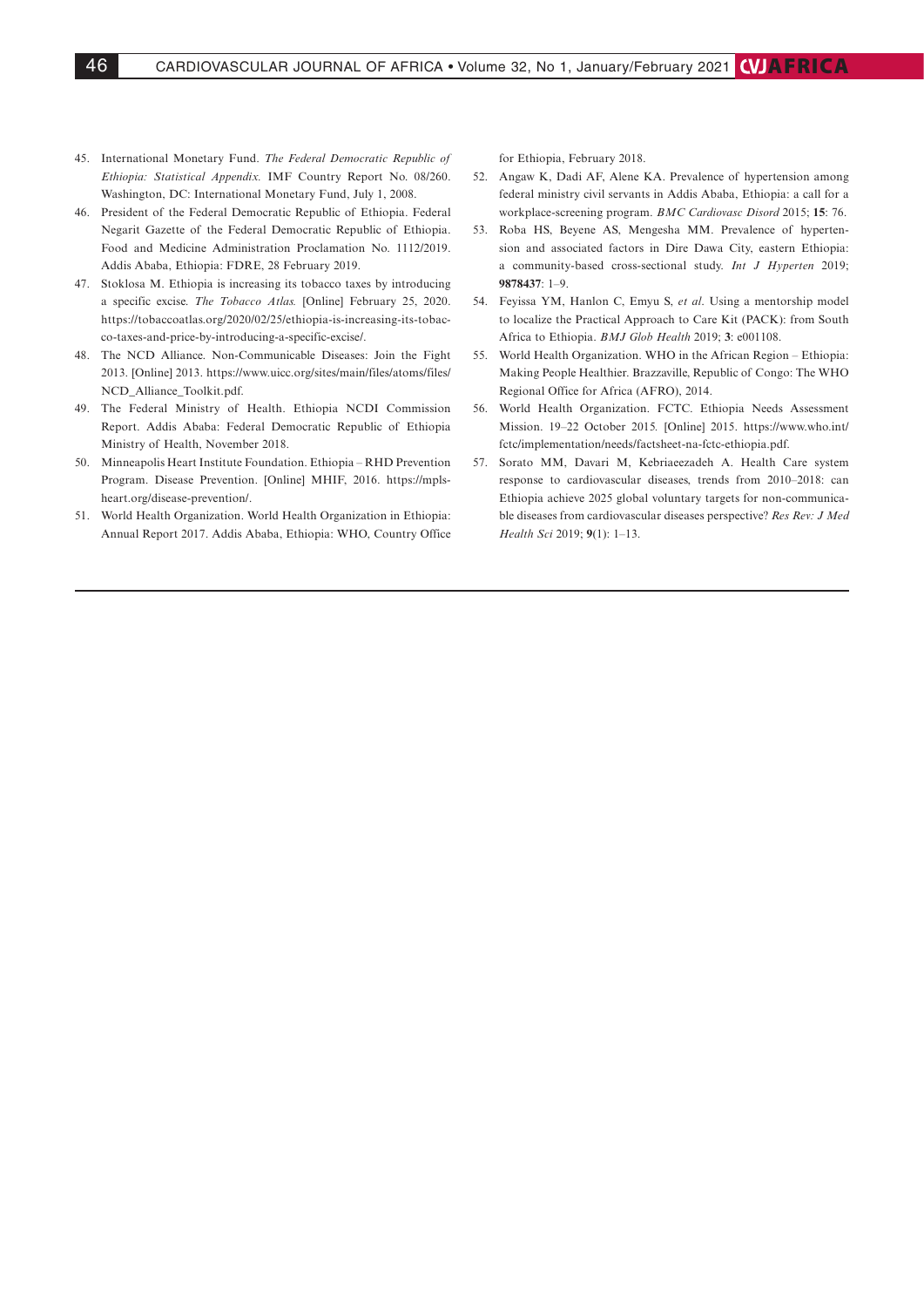45. International Monetary Fund. *The Federal Democratic Republic of Ethiopia: Statistical Appendix.* IMF Country Report No. 08/260. Washington, DC: International Monetary Fund, July 1, 2008.
46. President of the Federal Democratic Republic of Ethiopia. Federal Negarit Gazette of the Federal Democratic Republic of Ethiopia. Food and Medicine Administration Proclamation No. 1112/2019. Addis Ababa, Ethiopia: FDRE, 28 February 2019.
47. Stoklosa M. Ethiopia is increasing its tobacco taxes by introducing a specific excise. *The Tobacco Atlas.* [Online] February 25, 2020. https://tobaccoatlas.org/2020/02/25/ethiopia-is-increasing-its-tobacco-taxes-and-price-by-introducing-a-specific-excise/.
48. The NCD Alliance. Non-Communicable Diseases: Join the Fight 2013. [Online] 2013. https://www.uicc.org/sites/main/files/atoms/files/NCD_Alliance_Toolkit.pdf.
49. The Federal Ministry of Health. Ethiopia NCDI Commission Report. Addis Ababa: Federal Democratic Republic of Ethiopia Ministry of Health, November 2018.
50. Minneapolis Heart Institute Foundation. Ethiopia – RHD Prevention Program. Disease Prevention. [Online] MHIF, 2016. https://mplsheart.org/disease-prevention/.
51. World Health Organization. World Health Organization in Ethiopia: Annual Report 2017. Addis Ababa, Ethiopia: WHO, Country Office for Ethiopia, February 2018.
52. Angaw K, Dadi AF, Alene KA. Prevalence of hypertension among federal ministry civil servants in Addis Ababa, Ethiopia: a call for a workplace-screening program. *BMC Cardiovasc Disord* 2015; **15**: 76.
53. Roba HS, Beyene AS, Mengesha MM. Prevalence of hypertension and associated factors in Dire Dawa City, eastern Ethiopia: a community-based cross-sectional study. *Int J Hyperten* 2019; **9878437**: 1–9.
54. Feyissa YM, Hanlon C, Emyu S, *et al*. Using a mentorship model to localize the Practical Approach to Care Kit (PACK): from South Africa to Ethiopia. *BMJ Glob Health* 2019; **3**: e001108.
55. World Health Organization. WHO in the African Region – Ethiopia: Making People Healthier. Brazzaville, Republic of Congo: The WHO Regional Office for Africa (AFRO), 2014.
56. World Health Organization. FCTC. Ethiopia Needs Assessment Mission. 19–22 October 2015. [Online] 2015. https://www.who.int/fctc/implementation/needs/factsheet-na-fctc-ethiopia.pdf.
57. Sorato MM, Davari M, Kebriaeezadeh A. Health Care system response to cardiovascular diseases, trends from 2010–2018: can Ethiopia achieve 2025 global voluntary targets for non-communicable diseases from cardiovascular diseases perspective? *Res Rev: J Med Health Sci* 2019; **9**(1): 1–13.